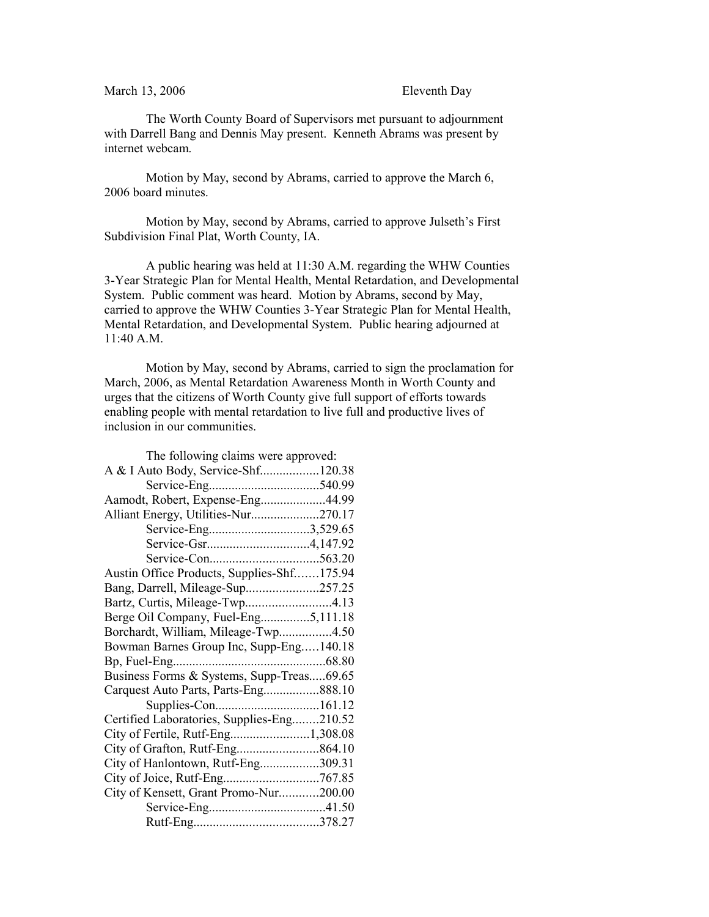March 13, 2006 Eleventh Day

The Worth County Board of Supervisors met pursuant to adjournment with Darrell Bang and Dennis May present. Kenneth Abrams was present by internet webcam.

Motion by May, second by Abrams, carried to approve the March 6, 2006 board minutes.

Motion by May, second by Abrams, carried to approve Julseth's First Subdivision Final Plat, Worth County, IA.

A public hearing was held at 11:30 A.M. regarding the WHW Counties 3-Year Strategic Plan for Mental Health, Mental Retardation, and Developmental System. Public comment was heard. Motion by Abrams, second by May, carried to approve the WHW Counties 3-Year Strategic Plan for Mental Health, Mental Retardation, and Developmental System. Public hearing adjourned at 11:40 A.M.

Motion by May, second by Abrams, carried to sign the proclamation for March, 2006, as Mental Retardation Awareness Month in Worth County and urges that the citizens of Worth County give full support of efforts towards enabling people with mental retardation to live full and productive lives of inclusion in our communities.

The following claims were approved:

A & I Auto Body, Service-Shf..................120.38
Service-Eng..................................540.99
Aamodt, Robert, Expense-Eng....................44.99
Alliant Energy, Utilities-Nur.....................270.17
Service-Eng...............................3,529.65
Service-Gsr...............................4,147.92
Service-Con.................................563.20
Austin Office Products, Supplies-Shf.......175.94
Bang, Darrell, Mileage-Sup......................257.25
Bartz, Curtis, Mileage-Twp..........................4.13
Berge Oil Company, Fuel-Eng...............5,111.18
Borchardt, William, Mileage-Twp................4.50
Bowman Barnes Group Inc, Supp-Eng.....140.18
Bp, Fuel-Eng...............................................68.80
Business Forms & Systems, Supp-Treas.....69.65
Carquest Auto Parts, Parts-Eng.................888.10
Supplies-Con................................161.12
Certified Laboratories, Supplies-Eng........210.52
City of Fertile, Rutf-Eng........................1,308.08
City of Grafton, Rutf-Eng.........................864.10
City of Hanlontown, Rutf-Eng..................309.31
City of Joice, Rutf-Eng.............................767.85
City of Kensett, Grant Promo-Nur............200.00
Service-Eng...................................41.50
Rutf-Eng......................................378.27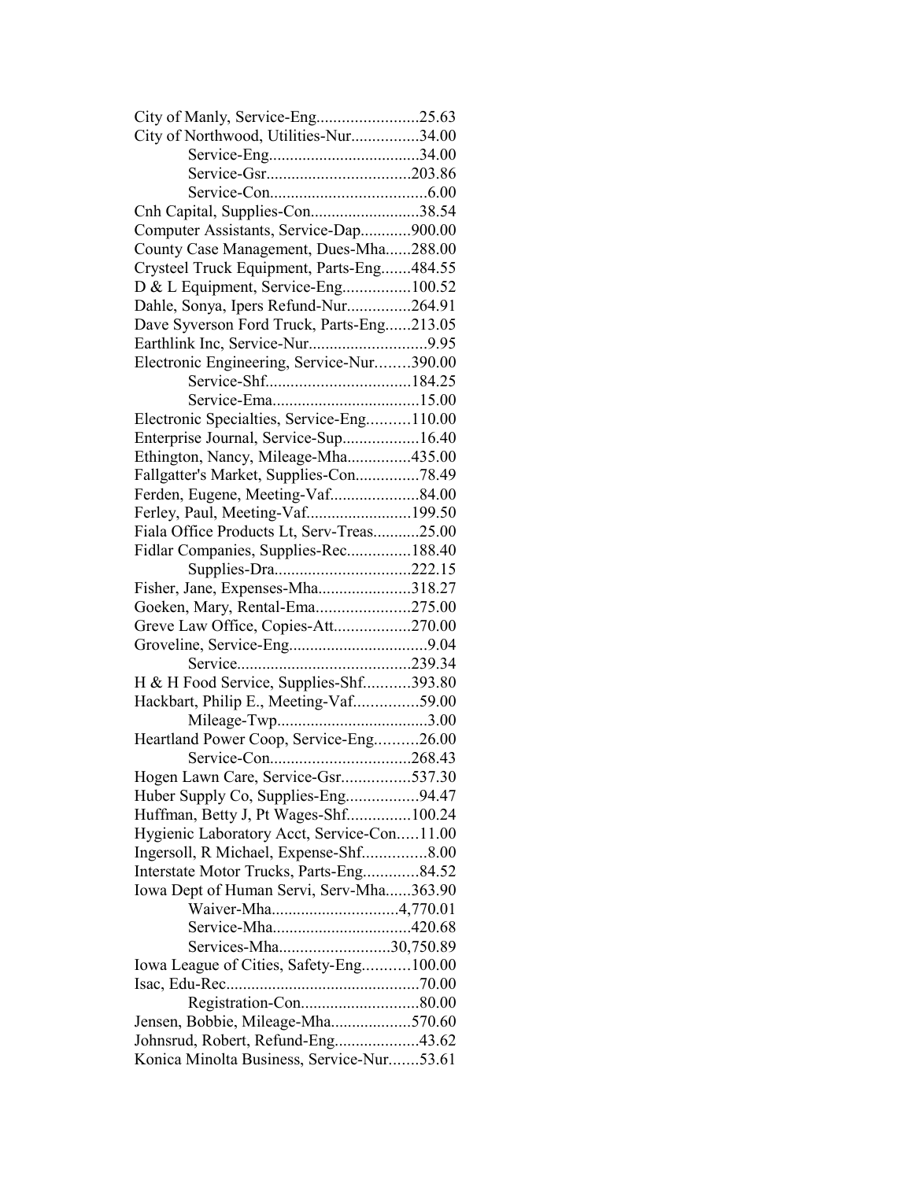City of Manly, Service-Eng........................25.63
City of Northwood, Utilities-Nur................34.00
Service-Eng....................................34.00
Service-Gsr..................................203.86
Service-Con.....................................6.00
Cnh Capital, Supplies-Con..........................38.54
Computer Assistants, Service-Dap............900.00
County Case Management, Dues-Mha......288.00
Crysteel Truck Equipment, Parts-Eng.......484.55
D & L Equipment, Service-Eng................100.52
Dahle, Sonya, Ipers Refund-Nur...............264.91
Dave Syverson Ford Truck, Parts-Eng......213.05
Earthlink Inc, Service-Nur...........................9.95
Electronic Engineering, Service-Nur........390.00
Service-Shf..................................184.25
Service-Ema...................................15.00
Electronic Specialties, Service-Eng..........110.00
Enterprise Journal, Service-Sup..................16.40
Ethington, Nancy, Mileage-Mha...............435.00
Fallgatter's Market, Supplies-Con...............78.49
Ferden, Eugene, Meeting-Vaf.....................84.00
Ferley, Paul, Meeting-Vaf.........................199.50
Fiala Office Products Lt, Serv-Treas...........25.00
Fidlar Companies, Supplies-Rec...............188.40
Supplies-Dra................................222.15
Fisher, Jane, Expenses-Mha......................318.27
Goeken, Mary, Rental-Ema......................275.00
Greve Law Office, Copies-Att..................270.00
Groveline, Service-Eng................................9.04
Service.........................................239.34
H & H Food Service, Supplies-Shf...........393.80
Hackbart, Philip E., Meeting-Vaf...............59.00
Mileage-Twp....................................3.00
Heartland Power Coop, Service-Eng..........26.00
Service-Con.................................268.43
Hogen Lawn Care, Service-Gsr................537.30
Huber Supply Co, Supplies-Eng.................94.47
Huffman, Betty J, Pt Wages-Shf...............100.24
Hygienic Laboratory Acct, Service-Con.....11.00
Ingersoll, R Michael, Expense-Shf...............8.00
Interstate Motor Trucks, Parts-Eng.............84.52
Iowa Dept of Human Servi, Serv-Mha......363.90
Waiver-Mha.............................4,770.01
Service-Mha.................................420.68
Services-Mha..........................30,750.89
Iowa League of Cities, Safety-Eng...........100.00
Isac, Edu-Rec.............................................70.00
Registration-Con............................80.00
Jensen, Bobbie, Mileage-Mha...................570.60
Johnsrud, Robert, Refund-Eng....................43.62
Konica Minolta Business, Service-Nur.......53.61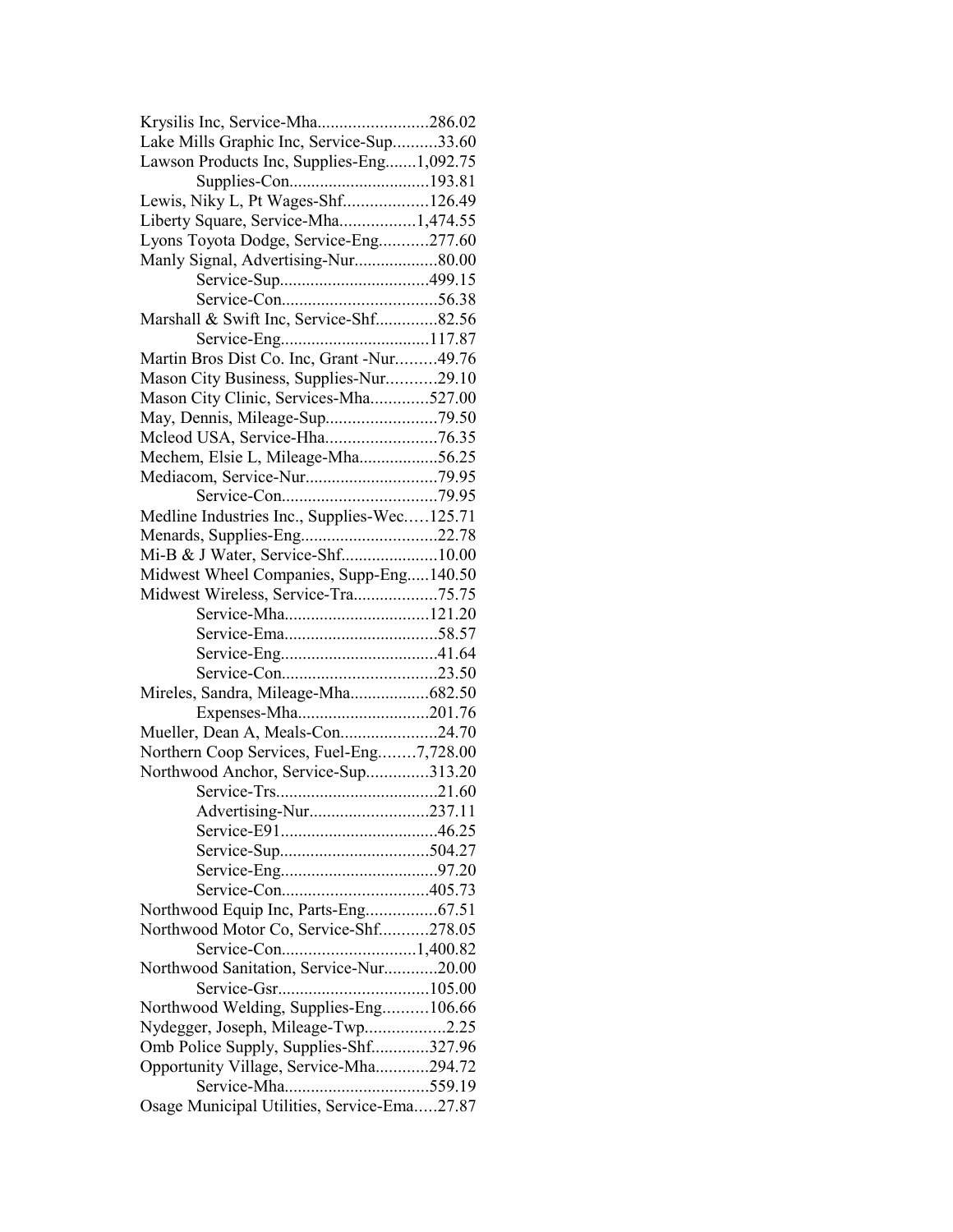Krysilis Inc, Service-Mha.........................286.02
Lake Mills Graphic Inc, Service-Sup..........33.60
Lawson Products Inc, Supplies-Eng.......1,092.75
Supplies-Con...............................193.81
Lewis, Niky L, Pt Wages-Shf...................126.49
Liberty Square, Service-Mha.................1,474.55
Lyons Toyota Dodge, Service-Eng...........277.60
Manly Signal, Advertising-Nur...................80.00
Service-Sup.................................499.15
Service-Con...................................56.38
Marshall & Swift Inc, Service-Shf..............82.56
Service-Eng.................................117.87
Martin Bros Dist Co. Inc, Grant -Nur.........49.76
Mason City Business, Supplies-Nur...........29.10
Mason City Clinic, Services-Mha.............527.00
May, Dennis, Mileage-Sup.........................79.50
Mcleod USA, Service-Hha.........................76.35
Mechem, Elsie L, Mileage-Mha..................56.25
Mediacom, Service-Nur.............................79.95
Service-Con...................................79.95
Medline Industries Inc., Supplies-Wec.....125.71
Menards, Supplies-Eng...............................22.78
Mi-B & J Water, Service-Shf......................10.00
Midwest Wheel Companies, Supp-Eng.....140.50
Midwest Wireless, Service-Tra...................75.75
Service-Mha................................121.20
Service-Ema...................................58.57
Service-Eng...................................41.64
Service-Con...................................23.50
Mireles, Sandra, Mileage-Mha..................682.50
Expenses-Mha.............................201.76
Mueller, Dean A, Meals-Con......................24.70
Northern Coop Services, Fuel-Eng........7,728.00
Northwood Anchor, Service-Sup..............313.20
Service-Trs....................................21.60
Advertising-Nur..........................237.11
Service-E91....................................46.25
Service-Sup.................................504.27
Service-Eng...................................97.20
Service-Con................................405.73
Northwood Equip Inc, Parts-Eng................67.51
Northwood Motor Co, Service-Shf...........278.05
Service-Con.............................1,400.82
Northwood Sanitation, Service-Nur............20.00
Service-Gsr.................................105.00
Northwood Welding, Supplies-Eng..........106.66
Nydegger, Joseph, Mileage-Twp..................2.25
Omb Police Supply, Supplies-Shf.............327.96
Opportunity Village, Service-Mha............294.72
Service-Mha................................559.19
Osage Municipal Utilities, Service-Ema.....27.87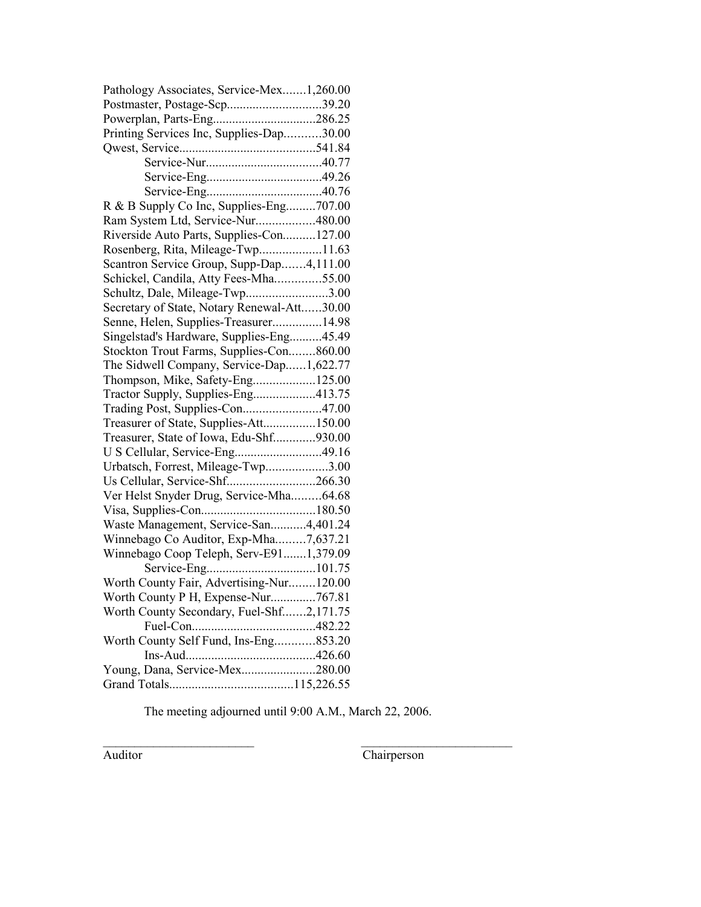Pathology Associates, Service-Mex.......1,260.00
Postmaster, Postage-Scp.............................39.20
Powerplan, Parts-Eng................................286.25
Printing Services Inc, Supplies-Dap...........30.00
Qwest, Service..........................................541.84
Service-Nur....................................40.77
Service-Eng....................................49.26
Service-Eng....................................40.76
R & B Supply Co Inc, Supplies-Eng.........707.00
Ram System Ltd, Service-Nur..................480.00
Riverside Auto Parts, Supplies-Con..........127.00
Rosenberg, Rita, Mileage-Twp...................11.63
Scantron Service Group, Supp-Dap.......4,111.00
Schickel, Candila, Atty Fees-Mha..............55.00
Schultz, Dale, Mileage-Twp.........................3.00
Secretary of State, Notary Renewal-Att......30.00
Senne, Helen, Supplies-Treasurer...............14.98
Singelstad's Hardware, Supplies-Eng..........45.49
Stockton Trout Farms, Supplies-Con........860.00
The Sidwell Company, Service-Dap......1,622.77
Thompson, Mike, Safety-Eng...................125.00
Tractor Supply, Supplies-Eng...................413.75
Trading Post, Supplies-Con........................47.00
Treasurer of State, Supplies-Att................150.00
Treasurer, State of Iowa, Edu-Shf............930.00
U S Cellular, Service-Eng...........................49.16
Urbatsch, Forrest, Mileage-Twp...................3.00
Us Cellular, Service-Shf...........................266.30
Ver Helst Snyder Drug, Service-Mha.........64.68
Visa, Supplies-Con...................................180.50
Waste Management, Service-San...........4,401.24
Winnebago Co Auditor, Exp-Mha.........7,637.21
Winnebago Coop Teleph, Serv-E91.......1,379.09
Service-Eng..................................101.75
Worth County Fair, Advertising-Nur........120.00
Worth County P H, Expense-Nur.............767.81
Worth County Secondary, Fuel-Shf.......2,171.75
Fuel-Con......................................482.22
Worth County Self Fund, Ins-Eng............853.20
Ins-Aud........................................426.60
Young, Dana, Service-Mex.......................280.00
Grand Totals......................................115,226.55

The meeting adjourned until 9:00 A.M., March 22, 2006.

\_\_\_\_\_\_\_\_\_\_\_\_\_\_\_\_\_\_\_\_\_\_\_\_\_ \_\_\_\_\_\_\_\_\_\_\_\_\_\_\_\_\_\_\_\_\_\_\_\_\_
Auditor Chairperson